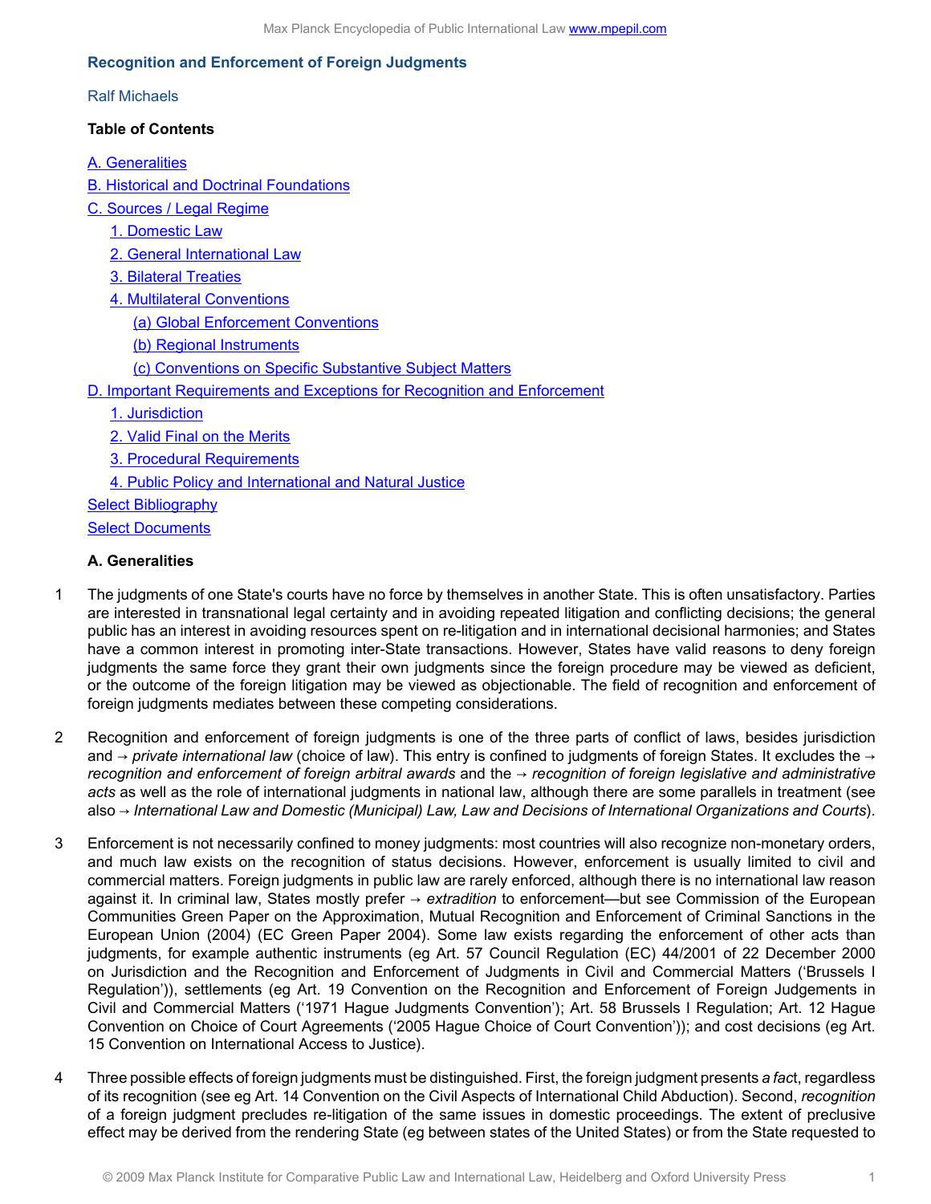# Recognition and Enforcement of Foreign Judgments

Ralf Michaels

**Table of Contents**

- A. Generalities
- B. Historical and Doctrinal Foundations
- C. Sources / Legal Regime
  - 1. Domestic Law
  - 2. General International Law
  - 3. Bilateral Treaties
  - 4. Multilateral Conventions
    - (a) Global Enforcement Conventions
    - (b) Regional Instruments
    - (c) Conventions on Specific Substantive Subject Matters
- D. Important Requirements and Exceptions for Recognition and Enforcement
  - 1. Jurisdiction
  - 2. Valid Final on the Merits
  - 3. Procedural Requirements
  - 4. Public Policy and International and Natural Justice
- Select Bibliography
- Select Documents

## A. Generalities

1 The judgments of one State's courts have no force by themselves in another State. This is often unsatisfactory. Parties are interested in transnational legal certainty and in avoiding repeated litigation and conflicting decisions; the general public has an interest in avoiding resources spent on re-litigation and in international decisional harmonies; and States have a common interest in promoting inter-State transactions. However, States have valid reasons to deny foreign judgments the same force they grant their own judgments since the foreign procedure may be viewed as deficient, or the outcome of the foreign litigation may be viewed as objectionable. The field of recognition and enforcement of foreign judgments mediates between these competing considerations.

2 Recognition and enforcement of foreign judgments is one of the three parts of conflict of laws, besides jurisdiction and → *private international law* (choice of law). This entry is confined to judgments of foreign States. It excludes the → *recognition and enforcement of foreign arbitral awards* and the → *recognition of foreign legislative and administrative acts* as well as the role of international judgments in national law, although there are some parallels in treatment (see also → *International Law and Domestic (Municipal) Law, Law and Decisions of International Organizations and Courts*).

3 Enforcement is not necessarily confined to money judgments: most countries will also recognize non-monetary orders, and much law exists on the recognition of status decisions. However, enforcement is usually limited to civil and commercial matters. Foreign judgments in public law are rarely enforced, although there is no international law reason against it. In criminal law, States mostly prefer → *extradition* to enforcement—but see Commission of the European Communities Green Paper on the Approximation, Mutual Recognition and Enforcement of Criminal Sanctions in the European Union (2004) (EC Green Paper 2004). Some law exists regarding the enforcement of other acts than judgments, for example authentic instruments (eg Art. 57 Council Regulation (EC) 44/2001 of 22 December 2000 on Jurisdiction and the Recognition and Enforcement of Judgments in Civil and Commercial Matters ('Brussels I Regulation')), settlements (eg Art. 19 Convention on the Recognition and Enforcement of Foreign Judgements in Civil and Commercial Matters ('1971 Hague Judgments Convention'); Art. 58 Brussels I Regulation; Art. 12 Hague Convention on Choice of Court Agreements ('2005 Hague Choice of Court Convention')); and cost decisions (eg Art. 15 Convention on International Access to Justice).

4 Three possible effects of foreign judgments must be distinguished. First, the foreign judgment presents *a fact*, regardless of its recognition (see eg Art. 14 Convention on the Civil Aspects of International Child Abduction). Second, *recognition* of a foreign judgment precludes re-litigation of the same issues in domestic proceedings. The extent of preclusive effect may be derived from the rendering State (eg between states of the United States) or from the State requested to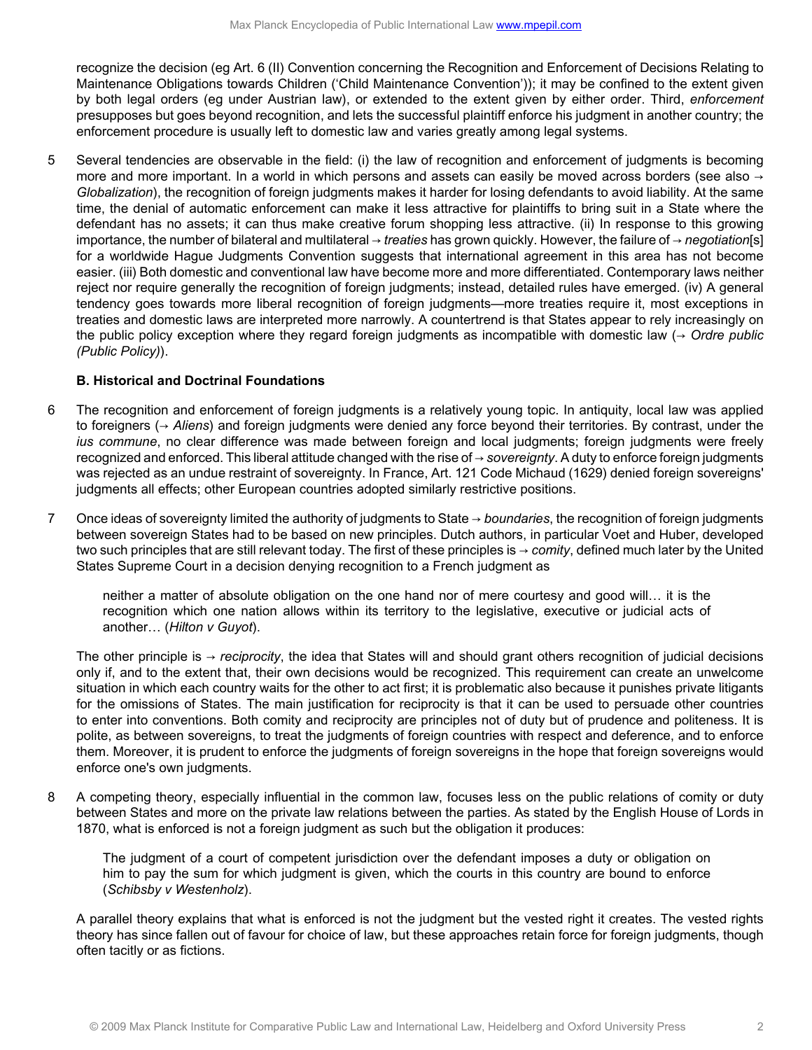recognize the decision (eg Art. 6 (II) Convention concerning the Recognition and Enforcement of Decisions Relating to Maintenance Obligations towards Children ('Child Maintenance Convention')); it may be confined to the extent given by both legal orders (eg under Austrian law), or extended to the extent given by either order. Third, *enforcement* presupposes but goes beyond recognition, and lets the successful plaintiff enforce his judgment in another country; the enforcement procedure is usually left to domestic law and varies greatly among legal systems.

5 Several tendencies are observable in the field: (i) the law of recognition and enforcement of judgments is becoming more and more important. In a world in which persons and assets can easily be moved across borders (see also → *Globalization*), the recognition of foreign judgments makes it harder for losing defendants to avoid liability. At the same time, the denial of automatic enforcement can make it less attractive for plaintiffs to bring suit in a State where the defendant has no assets; it can thus make creative forum shopping less attractive. (ii) In response to this growing importance, the number of bilateral and multilateral → *treaties* has grown quickly. However, the failure of → *negotiation*[s] for a worldwide Hague Judgments Convention suggests that international agreement in this area has not become easier. (iii) Both domestic and conventional law have become more and more differentiated. Contemporary laws neither reject nor require generally the recognition of foreign judgments; instead, detailed rules have emerged. (iv) A general tendency goes towards more liberal recognition of foreign judgments—more treaties require it, most exceptions in treaties and domestic laws are interpreted more narrowly. A countertrend is that States appear to rely increasingly on the public policy exception where they regard foreign judgments as incompatible with domestic law (→ *Ordre public (Public Policy)*).

### B. Historical and Doctrinal Foundations

6 The recognition and enforcement of foreign judgments is a relatively young topic. In antiquity, local law was applied to foreigners (→ *Aliens*) and foreign judgments were denied any force beyond their territories. By contrast, under the *ius commune*, no clear difference was made between foreign and local judgments; foreign judgments were freely recognized and enforced. This liberal attitude changed with the rise of → *sovereignty*. A duty to enforce foreign judgments was rejected as an undue restraint of sovereignty. In France, Art. 121 Code Michaud (1629) denied foreign sovereigns' judgments all effects; other European countries adopted similarly restrictive positions.

7 Once ideas of sovereignty limited the authority of judgments to State → *boundaries*, the recognition of foreign judgments between sovereign States had to be based on new principles. Dutch authors, in particular Voet and Huber, developed two such principles that are still relevant today. The first of these principles is → *comity*, defined much later by the United States Supreme Court in a decision denying recognition to a French judgment as

> neither a matter of absolute obligation on the one hand nor of mere courtesy and good will… it is the recognition which one nation allows within its territory to the legislative, executive or judicial acts of another… (*Hilton v Guyot*).

The other principle is → *reciprocity*, the idea that States will and should grant others recognition of judicial decisions only if, and to the extent that, their own decisions would be recognized. This requirement can create an unwelcome situation in which each country waits for the other to act first; it is problematic also because it punishes private litigants for the omissions of States. The main justification for reciprocity is that it can be used to persuade other countries to enter into conventions. Both comity and reciprocity are principles not of duty but of prudence and politeness. It is polite, as between sovereigns, to treat the judgments of foreign countries with respect and deference, and to enforce them. Moreover, it is prudent to enforce the judgments of foreign sovereigns in the hope that foreign sovereigns would enforce one's own judgments.

8 A competing theory, especially influential in the common law, focuses less on the public relations of comity or duty between States and more on the private law relations between the parties. As stated by the English House of Lords in 1870, what is enforced is not a foreign judgment as such but the obligation it produces:

> The judgment of a court of competent jurisdiction over the defendant imposes a duty or obligation on him to pay the sum for which judgment is given, which the courts in this country are bound to enforce (*Schibsby v Westenholz*).

A parallel theory explains that what is enforced is not the judgment but the vested right it creates. The vested rights theory has since fallen out of favour for choice of law, but these approaches retain force for foreign judgments, though often tacitly or as fictions.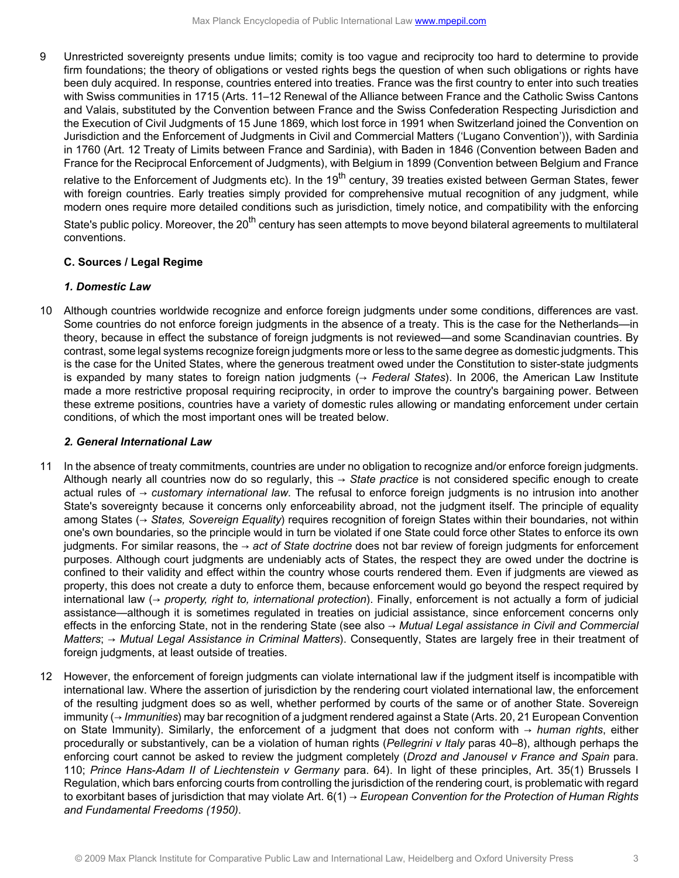9 Unrestricted sovereignty presents undue limits; comity is too vague and reciprocity too hard to determine to provide firm foundations; the theory of obligations or vested rights begs the question of when such obligations or rights have been duly acquired. In response, countries entered into treaties. France was the first country to enter into such treaties with Swiss communities in 1715 (Arts. 11–12 Renewal of the Alliance between France and the Catholic Swiss Cantons and Valais, substituted by the Convention between France and the Swiss Confederation Respecting Jurisdiction and the Execution of Civil Judgments of 15 June 1869, which lost force in 1991 when Switzerland joined the Convention on Jurisdiction and the Enforcement of Judgments in Civil and Commercial Matters ('Lugano Convention')), with Sardinia in 1760 (Art. 12 Treaty of Limits between France and Sardinia), with Baden in 1846 (Convention between Baden and France for the Reciprocal Enforcement of Judgments), with Belgium in 1899 (Convention between Belgium and France relative to the Enforcement of Judgments etc). In the 19th century, 39 treaties existed between German States, fewer with foreign countries. Early treaties simply provided for comprehensive mutual recognition of any judgment, while modern ones require more detailed conditions such as jurisdiction, timely notice, and compatibility with the enforcing State's public policy. Moreover, the 20th century has seen attempts to move beyond bilateral agreements to multilateral conventions.

### C. Sources / Legal Regime

#### *1. Domestic Law*

10 Although countries worldwide recognize and enforce foreign judgments under some conditions, differences are vast. Some countries do not enforce foreign judgments in the absence of a treaty. This is the case for the Netherlands—in theory, because in effect the substance of foreign judgments is not reviewed—and some Scandinavian countries. By contrast, some legal systems recognize foreign judgments more or less to the same degree as domestic judgments. This is the case for the United States, where the generous treatment owed under the Constitution to sister-state judgments is expanded by many states to foreign nation judgments (→ *Federal States*). In 2006, the American Law Institute made a more restrictive proposal requiring reciprocity, in order to improve the country's bargaining power. Between these extreme positions, countries have a variety of domestic rules allowing or mandating enforcement under certain conditions, of which the most important ones will be treated below.

#### *2. General International Law*

11 In the absence of treaty commitments, countries are under no obligation to recognize and/or enforce foreign judgments. Although nearly all countries now do so regularly, this → *State practice* is not considered specific enough to create actual rules of → *customary international law*. The refusal to enforce foreign judgments is no intrusion into another State's sovereignty because it concerns only enforceability abroad, not the judgment itself. The principle of equality among States (→ *States, Sovereign Equality*) requires recognition of foreign States within their boundaries, not within one's own boundaries, so the principle would in turn be violated if one State could force other States to enforce its own judgments. For similar reasons, the → *act of State doctrine* does not bar review of foreign judgments for enforcement purposes. Although court judgments are undeniably acts of States, the respect they are owed under the doctrine is confined to their validity and effect within the country whose courts rendered them. Even if judgments are viewed as property, this does not create a duty to enforce them, because enforcement would go beyond the respect required by international law (→ *property, right to, international protection*). Finally, enforcement is not actually a form of judicial assistance—although it is sometimes regulated in treaties on judicial assistance, since enforcement concerns only effects in the enforcing State, not in the rendering State (see also → *Mutual Legal assistance in Civil and Commercial Matters*; → *Mutual Legal Assistance in Criminal Matters*). Consequently, States are largely free in their treatment of foreign judgments, at least outside of treaties.

12 However, the enforcement of foreign judgments can violate international law if the judgment itself is incompatible with international law. Where the assertion of jurisdiction by the rendering court violated international law, the enforcement of the resulting judgment does so as well, whether performed by courts of the same or of another State. Sovereign immunity (→ *Immunities*) may bar recognition of a judgment rendered against a State (Arts. 20, 21 European Convention on State Immunity). Similarly, the enforcement of a judgment that does not conform with → *human rights*, either procedurally or substantively, can be a violation of human rights (*Pellegrini v Italy* paras 40–8), although perhaps the enforcing court cannot be asked to review the judgment completely (*Drozd and Janousel v France and Spain* para. 110; *Prince Hans-Adam II of Liechtenstein v Germany* para. 64). In light of these principles, Art. 35(1) Brussels I Regulation, which bars enforcing courts from controlling the jurisdiction of the rendering court, is problematic with regard to exorbitant bases of jurisdiction that may violate Art. 6(1) → *European Convention for the Protection of Human Rights and Fundamental Freedoms (1950)*.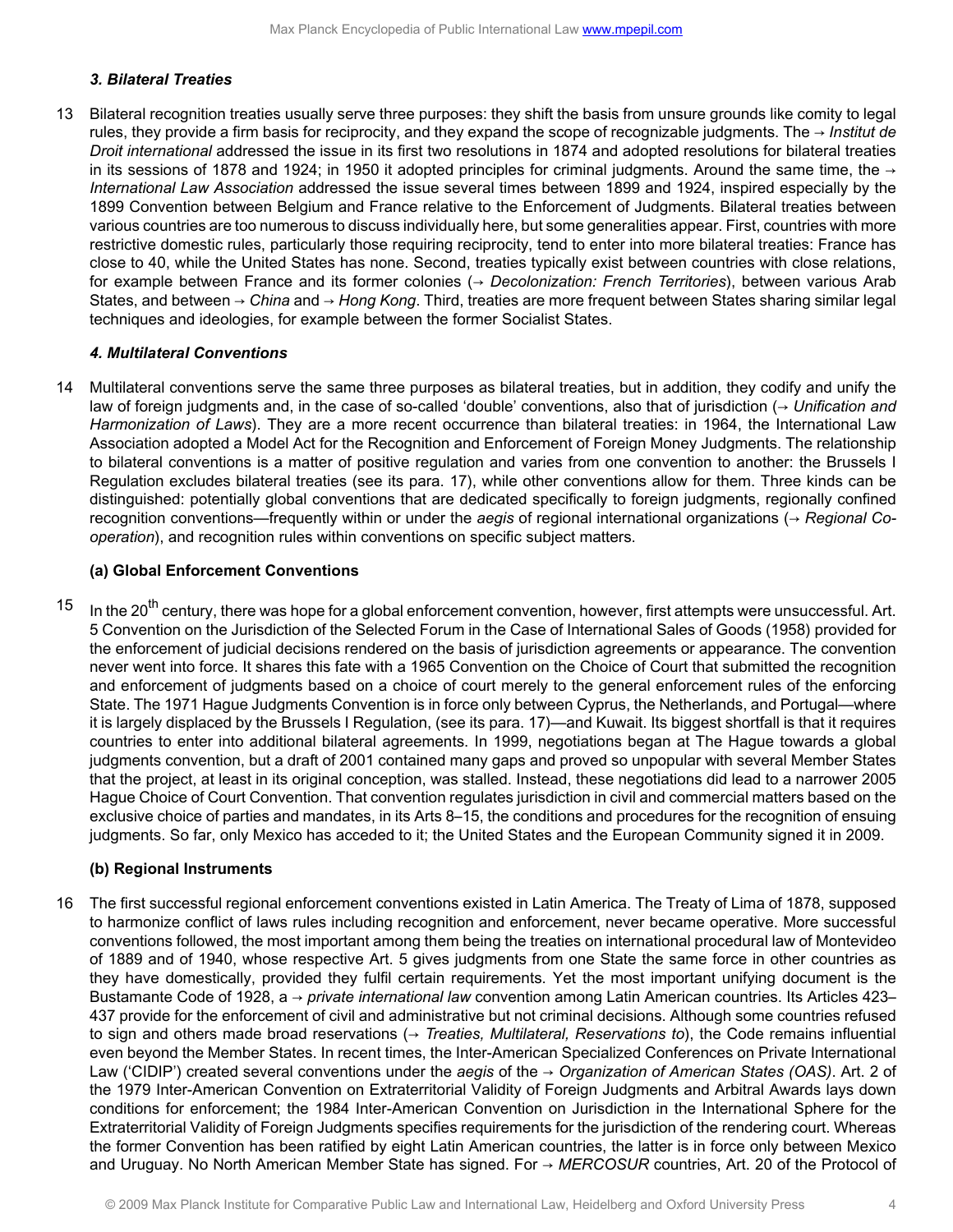### 3. Bilateral Treaties

13 Bilateral recognition treaties usually serve three purposes: they shift the basis from unsure grounds like comity to legal rules, they provide a firm basis for reciprocity, and they expand the scope of recognizable judgments. The → *Institut de Droit international* addressed the issue in its first two resolutions in 1874 and adopted resolutions for bilateral treaties in its sessions of 1878 and 1924; in 1950 it adopted principles for criminal judgments. Around the same time, the → *International Law Association* addressed the issue several times between 1899 and 1924, inspired especially by the 1899 Convention between Belgium and France relative to the Enforcement of Judgments. Bilateral treaties between various countries are too numerous to discuss individually here, but some generalities appear. First, countries with more restrictive domestic rules, particularly those requiring reciprocity, tend to enter into more bilateral treaties: France has close to 40, while the United States has none. Second, treaties typically exist between countries with close relations, for example between France and its former colonies (→ *Decolonization: French Territories*), between various Arab States, and between → *China* and → *Hong Kong*. Third, treaties are more frequent between States sharing similar legal techniques and ideologies, for example between the former Socialist States.

### 4. Multilateral Conventions

14 Multilateral conventions serve the same three purposes as bilateral treaties, but in addition, they codify and unify the law of foreign judgments and, in the case of so-called 'double' conventions, also that of jurisdiction (→ *Unification and Harmonization of Laws*). They are a more recent occurrence than bilateral treaties: in 1964, the International Law Association adopted a Model Act for the Recognition and Enforcement of Foreign Money Judgments. The relationship to bilateral conventions is a matter of positive regulation and varies from one convention to another: the Brussels I Regulation excludes bilateral treaties (see its para. 17), while other conventions allow for them. Three kinds can be distinguished: potentially global conventions that are dedicated specifically to foreign judgments, regionally confined recognition conventions—frequently within or under the *aegis* of regional international organizations (→ *Regional Co-operation*), and recognition rules within conventions on specific subject matters.

#### (a) Global Enforcement Conventions

15 In the 20th century, there was hope for a global enforcement convention, however, first attempts were unsuccessful. Art. 5 Convention on the Jurisdiction of the Selected Forum in the Case of International Sales of Goods (1958) provided for the enforcement of judicial decisions rendered on the basis of jurisdiction agreements or appearance. The convention never went into force. It shares this fate with a 1965 Convention on the Choice of Court that submitted the recognition and enforcement of judgments based on a choice of court merely to the general enforcement rules of the enforcing State. The 1971 Hague Judgments Convention is in force only between Cyprus, the Netherlands, and Portugal—where it is largely displaced by the Brussels I Regulation, (see its para. 17)—and Kuwait. Its biggest shortfall is that it requires countries to enter into additional bilateral agreements. In 1999, negotiations began at The Hague towards a global judgments convention, but a draft of 2001 contained many gaps and proved so unpopular with several Member States that the project, at least in its original conception, was stalled. Instead, these negotiations did lead to a narrower 2005 Hague Choice of Court Convention. That convention regulates jurisdiction in civil and commercial matters based on the exclusive choice of parties and mandates, in its Arts 8–15, the conditions and procedures for the recognition of ensuing judgments. So far, only Mexico has acceded to it; the United States and the European Community signed it in 2009.

#### (b) Regional Instruments

16 The first successful regional enforcement conventions existed in Latin America. The Treaty of Lima of 1878, supposed to harmonize conflict of laws rules including recognition and enforcement, never became operative. More successful conventions followed, the most important among them being the treaties on international procedural law of Montevideo of 1889 and of 1940, whose respective Art. 5 gives judgments from one State the same force in other countries as they have domestically, provided they fulfil certain requirements. Yet the most important unifying document is the Bustamante Code of 1928, a → *private international law* convention among Latin American countries. Its Articles 423–437 provide for the enforcement of civil and administrative but not criminal decisions. Although some countries refused to sign and others made broad reservations (→ *Treaties, Multilateral, Reservations to*), the Code remains influential even beyond the Member States. In recent times, the Inter-American Specialized Conferences on Private International Law ('CIDIP') created several conventions under the *aegis* of the → *Organization of American States (OAS)*. Art. 2 of the 1979 Inter-American Convention on Extraterritorial Validity of Foreign Judgments and Arbitral Awards lays down conditions for enforcement; the 1984 Inter-American Convention on Jurisdiction in the International Sphere for the Extraterritorial Validity of Foreign Judgments specifies requirements for the jurisdiction of the rendering court. Whereas the former Convention has been ratified by eight Latin American countries, the latter is in force only between Mexico and Uruguay. No North American Member State has signed. For → *MERCOSUR* countries, Art. 20 of the Protocol of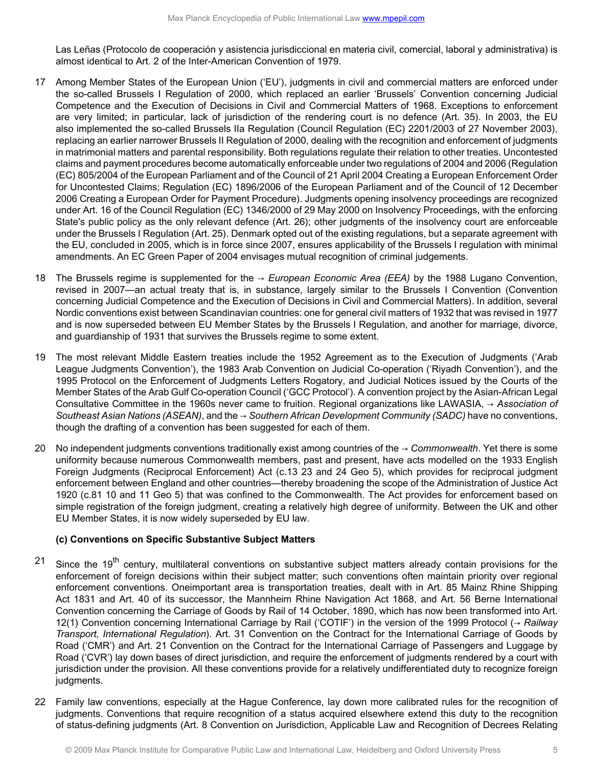Las Leñas (Protocolo de cooperación y asistencia jurisdiccional en materia civil, comercial, laboral y administrativa) is almost identical to Art. 2 of the Inter-American Convention of 1979.

17 Among Member States of the European Union ('EU'), judgments in civil and commercial matters are enforced under the so-called Brussels I Regulation of 2000, which replaced an earlier 'Brussels' Convention concerning Judicial Competence and the Execution of Decisions in Civil and Commercial Matters of 1968. Exceptions to enforcement are very limited; in particular, lack of jurisdiction of the rendering court is no defence (Art. 35). In 2003, the EU also implemented the so-called Brussels IIa Regulation (Council Regulation (EC) 2201/2003 of 27 November 2003), replacing an earlier narrower Brussels II Regulation of 2000, dealing with the recognition and enforcement of judgments in matrimonial matters and parental responsibility. Both regulations regulate their relation to other treaties. Uncontested claims and payment procedures become automatically enforceable under two regulations of 2004 and 2006 (Regulation (EC) 805/2004 of the European Parliament and of the Council of 21 April 2004 Creating a European Enforcement Order for Uncontested Claims; Regulation (EC) 1896/2006 of the European Parliament and of the Council of 12 December 2006 Creating a European Order for Payment Procedure). Judgments opening insolvency proceedings are recognized under Art. 16 of the Council Regulation (EC) 1346/2000 of 29 May 2000 on Insolvency Proceedings, with the enforcing State's public policy as the only relevant defence (Art. 26); other judgments of the insolvency court are enforceable under the Brussels I Regulation (Art. 25). Denmark opted out of the existing regulations, but a separate agreement with the EU, concluded in 2005, which is in force since 2007, ensures applicability of the Brussels I regulation with minimal amendments. An EC Green Paper of 2004 envisages mutual recognition of criminal judgements.

18 The Brussels regime is supplemented for the → *European Economic Area (EEA)* by the 1988 Lugano Convention, revised in 2007—an actual treaty that is, in substance, largely similar to the Brussels I Convention (Convention concerning Judicial Competence and the Execution of Decisions in Civil and Commercial Matters). In addition, several Nordic conventions exist between Scandinavian countries: one for general civil matters of 1932 that was revised in 1977 and is now superseded between EU Member States by the Brussels I Regulation, and another for marriage, divorce, and guardianship of 1931 that survives the Brussels regime to some extent.

19 The most relevant Middle Eastern treaties include the 1952 Agreement as to the Execution of Judgments ('Arab League Judgments Convention'), the 1983 Arab Convention on Judicial Co-operation ('Riyadh Convention'), and the 1995 Protocol on the Enforcement of Judgments Letters Rogatory, and Judicial Notices issued by the Courts of the Member States of the Arab Gulf Co-operation Council ('GCC Protocol'). A convention project by the Asian-African Legal Consultative Committee in the 1960s never came to fruition. Regional organizations like LAWASIA, → *Association of Southeast Asian Nations (ASEAN)*, and the → *Southern African Development Community (SADC)* have no conventions, though the drafting of a convention has been suggested for each of them.

20 No independent judgments conventions traditionally exist among countries of the → *Commonwealth*. Yet there is some uniformity because numerous Commonwealth members, past and present, have acts modelled on the 1933 English Foreign Judgments (Reciprocal Enforcement) Act (c.13 23 and 24 Geo 5), which provides for reciprocal judgment enforcement between England and other countries—thereby broadening the scope of the Administration of Justice Act 1920 (c.81 10 and 11 Geo 5) that was confined to the Commonwealth. The Act provides for enforcement based on simple registration of the foreign judgment, creating a relatively high degree of uniformity. Between the UK and other EU Member States, it is now widely superseded by EU law.

### (c) Conventions on Specific Substantive Subject Matters

21 Since the 19th century, multilateral conventions on substantive subject matters already contain provisions for the enforcement of foreign decisions within their subject matter; such conventions often maintain priority over regional enforcement conventions. Oneimportant area is transportation treaties, dealt with in Art. 85 Mainz Rhine Shipping Act 1831 and Art. 40 of its successor, the Mannheim Rhine Navigation Act 1868, and Art. 56 Berne International Convention concerning the Carriage of Goods by Rail of 14 October, 1890, which has now been transformed into Art. 12(1) Convention concerning International Carriage by Rail ('COTIF') in the version of the 1999 Protocol (→ *Railway Transport, International Regulation*). Art. 31 Convention on the Contract for the International Carriage of Goods by Road ('CMR') and Art. 21 Convention on the Contract for the International Carriage of Passengers and Luggage by Road ('CVR') lay down bases of direct jurisdiction, and require the enforcement of judgments rendered by a court with jurisdiction under the provision. All these conventions provide for a relatively undifferentiated duty to recognize foreign judgments.

22 Family law conventions, especially at the Hague Conference, lay down more calibrated rules for the recognition of judgments. Conventions that require recognition of a status acquired elsewhere extend this duty to the recognition of status-defining judgments (Art. 8 Convention on Jurisdiction, Applicable Law and Recognition of Decrees Relating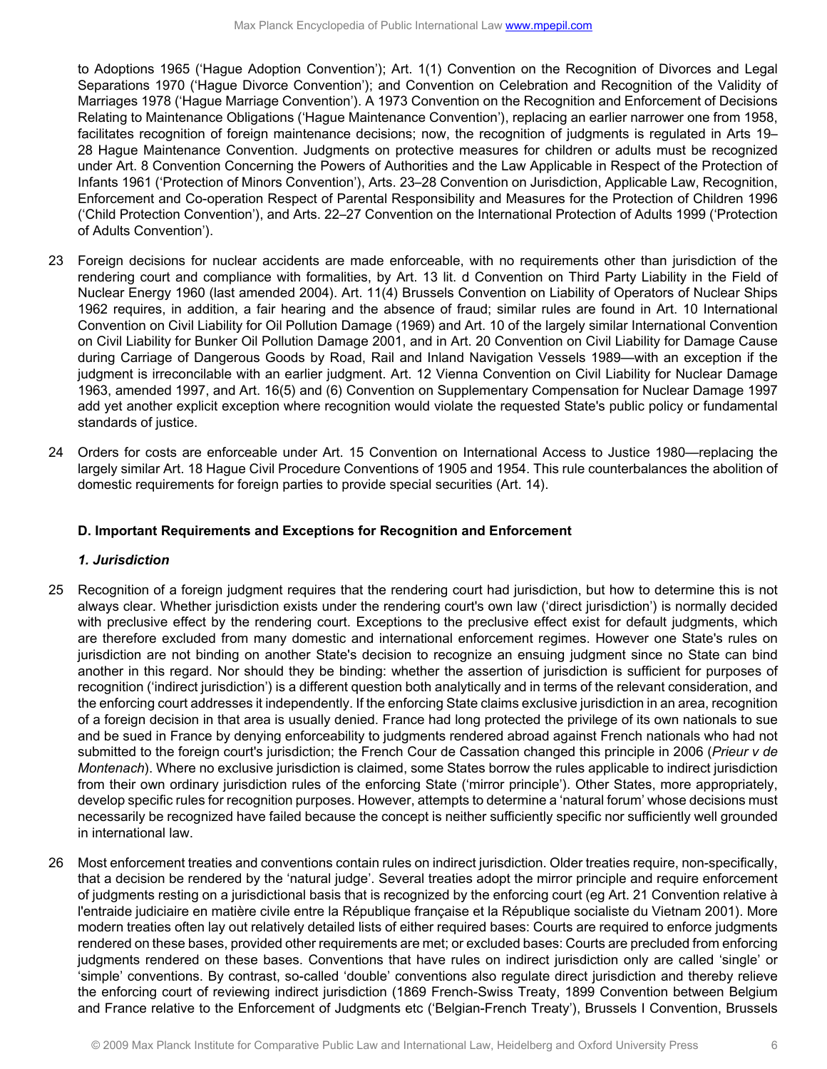to Adoptions 1965 ('Hague Adoption Convention'); Art. 1(1) Convention on the Recognition of Divorces and Legal Separations 1970 ('Hague Divorce Convention'); and Convention on Celebration and Recognition of the Validity of Marriages 1978 ('Hague Marriage Convention'). A 1973 Convention on the Recognition and Enforcement of Decisions Relating to Maintenance Obligations ('Hague Maintenance Convention'), replacing an earlier narrower one from 1958, facilitates recognition of foreign maintenance decisions; now, the recognition of judgments is regulated in Arts 19–28 Hague Maintenance Convention. Judgments on protective measures for children or adults must be recognized under Art. 8 Convention Concerning the Powers of Authorities and the Law Applicable in Respect of the Protection of Infants 1961 ('Protection of Minors Convention'), Arts. 23–28 Convention on Jurisdiction, Applicable Law, Recognition, Enforcement and Co-operation Respect of Parental Responsibility and Measures for the Protection of Children 1996 ('Child Protection Convention'), and Arts. 22–27 Convention on the International Protection of Adults 1999 ('Protection of Adults Convention').

23 Foreign decisions for nuclear accidents are made enforceable, with no requirements other than jurisdiction of the rendering court and compliance with formalities, by Art. 13 lit. d Convention on Third Party Liability in the Field of Nuclear Energy 1960 (last amended 2004). Art. 11(4) Brussels Convention on Liability of Operators of Nuclear Ships 1962 requires, in addition, a fair hearing and the absence of fraud; similar rules are found in Art. 10 International Convention on Civil Liability for Oil Pollution Damage (1969) and Art. 10 of the largely similar International Convention on Civil Liability for Bunker Oil Pollution Damage 2001, and in Art. 20 Convention on Civil Liability for Damage Cause during Carriage of Dangerous Goods by Road, Rail and Inland Navigation Vessels 1989—with an exception if the judgment is irreconcilable with an earlier judgment. Art. 12 Vienna Convention on Civil Liability for Nuclear Damage 1963, amended 1997, and Art. 16(5) and (6) Convention on Supplementary Compensation for Nuclear Damage 1997 add yet another explicit exception where recognition would violate the requested State's public policy or fundamental standards of justice.

24 Orders for costs are enforceable under Art. 15 Convention on International Access to Justice 1980—replacing the largely similar Art. 18 Hague Civil Procedure Conventions of 1905 and 1954. This rule counterbalances the abolition of domestic requirements for foreign parties to provide special securities (Art. 14).

### D. Important Requirements and Exceptions for Recognition and Enforcement

#### *1. Jurisdiction*

25 Recognition of a foreign judgment requires that the rendering court had jurisdiction, but how to determine this is not always clear. Whether jurisdiction exists under the rendering court's own law ('direct jurisdiction') is normally decided with preclusive effect by the rendering court. Exceptions to the preclusive effect exist for default judgments, which are therefore excluded from many domestic and international enforcement regimes. However one State's rules on jurisdiction are not binding on another State's decision to recognize an ensuing judgment since no State can bind another in this regard. Nor should they be binding: whether the assertion of jurisdiction is sufficient for purposes of recognition ('indirect jurisdiction') is a different question both analytically and in terms of the relevant consideration, and the enforcing court addresses it independently. If the enforcing State claims exclusive jurisdiction in an area, recognition of a foreign decision in that area is usually denied. France had long protected the privilege of its own nationals to sue and be sued in France by denying enforceability to judgments rendered abroad against French nationals who had not submitted to the foreign court's jurisdiction; the French Cour de Cassation changed this principle in 2006 (*Prieur v de Montenach*). Where no exclusive jurisdiction is claimed, some States borrow the rules applicable to indirect jurisdiction from their own ordinary jurisdiction rules of the enforcing State ('mirror principle'). Other States, more appropriately, develop specific rules for recognition purposes. However, attempts to determine a 'natural forum' whose decisions must necessarily be recognized have failed because the concept is neither sufficiently specific nor sufficiently well grounded in international law.

26 Most enforcement treaties and conventions contain rules on indirect jurisdiction. Older treaties require, non-specifically, that a decision be rendered by the 'natural judge'. Several treaties adopt the mirror principle and require enforcement of judgments resting on a jurisdictional basis that is recognized by the enforcing court (eg Art. 21 Convention relative à l'entraide judiciaire en matière civile entre la République française et la République socialiste du Vietnam 2001). More modern treaties often lay out relatively detailed lists of either required bases: Courts are required to enforce judgments rendered on these bases, provided other requirements are met; or excluded bases: Courts are precluded from enforcing judgments rendered on these bases. Conventions that have rules on indirect jurisdiction only are called 'single' or 'simple' conventions. By contrast, so-called 'double' conventions also regulate direct jurisdiction and thereby relieve the enforcing court of reviewing indirect jurisdiction (1869 French-Swiss Treaty, 1899 Convention between Belgium and France relative to the Enforcement of Judgments etc ('Belgian-French Treaty'), Brussels I Convention, Brussels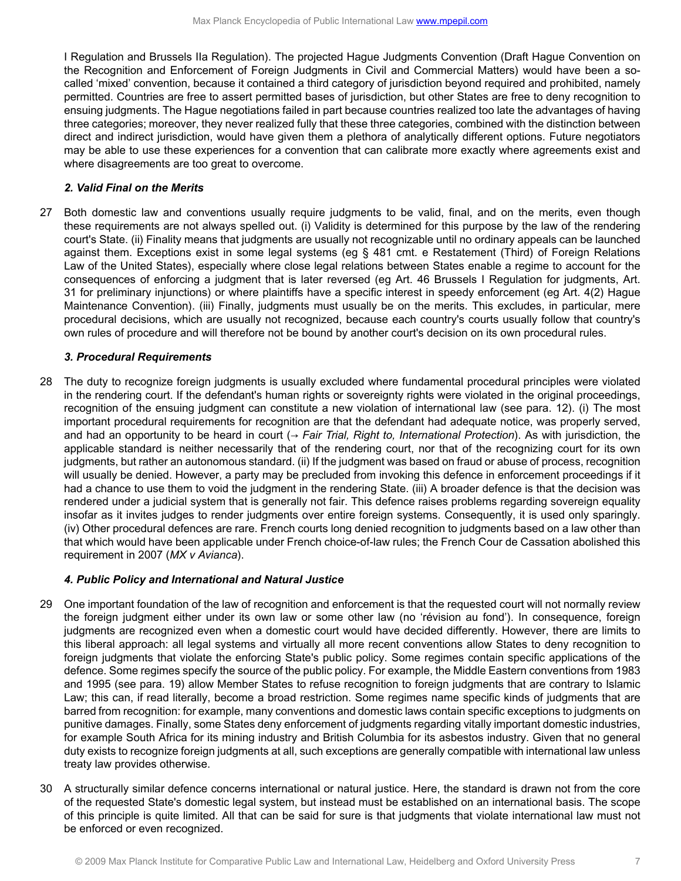I Regulation and Brussels IIa Regulation). The projected Hague Judgments Convention (Draft Hague Convention on the Recognition and Enforcement of Foreign Judgments in Civil and Commercial Matters) would have been a so-called 'mixed' convention, because it contained a third category of jurisdiction beyond required and prohibited, namely permitted. Countries are free to assert permitted bases of jurisdiction, but other States are free to deny recognition to ensuing judgments. The Hague negotiations failed in part because countries realized too late the advantages of having three categories; moreover, they never realized fully that these three categories, combined with the distinction between direct and indirect jurisdiction, would have given them a plethora of analytically different options. Future negotiators may be able to use these experiences for a convention that can calibrate more exactly where agreements exist and where disagreements are too great to overcome.

### *2. Valid Final on the Merits*

27 Both domestic law and conventions usually require judgments to be valid, final, and on the merits, even though these requirements are not always spelled out. (i) Validity is determined for this purpose by the law of the rendering court's State. (ii) Finality means that judgments are usually not recognizable until no ordinary appeals can be launched against them. Exceptions exist in some legal systems (eg § 481 cmt. e Restatement (Third) of Foreign Relations Law of the United States), especially where close legal relations between States enable a regime to account for the consequences of enforcing a judgment that is later reversed (eg Art. 46 Brussels I Regulation for judgments, Art. 31 for preliminary injunctions) or where plaintiffs have a specific interest in speedy enforcement (eg Art. 4(2) Hague Maintenance Convention). (iii) Finally, judgments must usually be on the merits. This excludes, in particular, mere procedural decisions, which are usually not recognized, because each country's courts usually follow that country's own rules of procedure and will therefore not be bound by another court's decision on its own procedural rules.

### *3. Procedural Requirements*

28 The duty to recognize foreign judgments is usually excluded where fundamental procedural principles were violated in the rendering court. If the defendant's human rights or sovereignty rights were violated in the original proceedings, recognition of the ensuing judgment can constitute a new violation of international law (see para. 12). (i) The most important procedural requirements for recognition are that the defendant had adequate notice, was properly served, and had an opportunity to be heard in court (→ *Fair Trial, Right to, International Protection*). As with jurisdiction, the applicable standard is neither necessarily that of the rendering court, nor that of the recognizing court for its own judgments, but rather an autonomous standard. (ii) If the judgment was based on fraud or abuse of process, recognition will usually be denied. However, a party may be precluded from invoking this defence in enforcement proceedings if it had a chance to use them to void the judgment in the rendering State. (iii) A broader defence is that the decision was rendered under a judicial system that is generally not fair. This defence raises problems regarding sovereign equality insofar as it invites judges to render judgments over entire foreign systems. Consequently, it is used only sparingly. (iv) Other procedural defences are rare. French courts long denied recognition to judgments based on a law other than that which would have been applicable under French choice-of-law rules; the French Cour de Cassation abolished this requirement in 2007 (*MX v Avianca*).

### *4. Public Policy and International and Natural Justice*

29 One important foundation of the law of recognition and enforcement is that the requested court will not normally review the foreign judgment either under its own law or some other law (no 'révision au fond'). In consequence, foreign judgments are recognized even when a domestic court would have decided differently. However, there are limits to this liberal approach: all legal systems and virtually all more recent conventions allow States to deny recognition to foreign judgments that violate the enforcing State's public policy. Some regimes contain specific applications of the defence. Some regimes specify the source of the public policy. For example, the Middle Eastern conventions from 1983 and 1995 (see para. 19) allow Member States to refuse recognition to foreign judgments that are contrary to Islamic Law; this can, if read literally, become a broad restriction. Some regimes name specific kinds of judgments that are barred from recognition: for example, many conventions and domestic laws contain specific exceptions to judgments on punitive damages. Finally, some States deny enforcement of judgments regarding vitally important domestic industries, for example South Africa for its mining industry and British Columbia for its asbestos industry. Given that no general duty exists to recognize foreign judgments at all, such exceptions are generally compatible with international law unless treaty law provides otherwise.

30 A structurally similar defence concerns international or natural justice. Here, the standard is drawn not from the core of the requested State's domestic legal system, but instead must be established on an international basis. The scope of this principle is quite limited. All that can be said for sure is that judgments that violate international law must not be enforced or even recognized.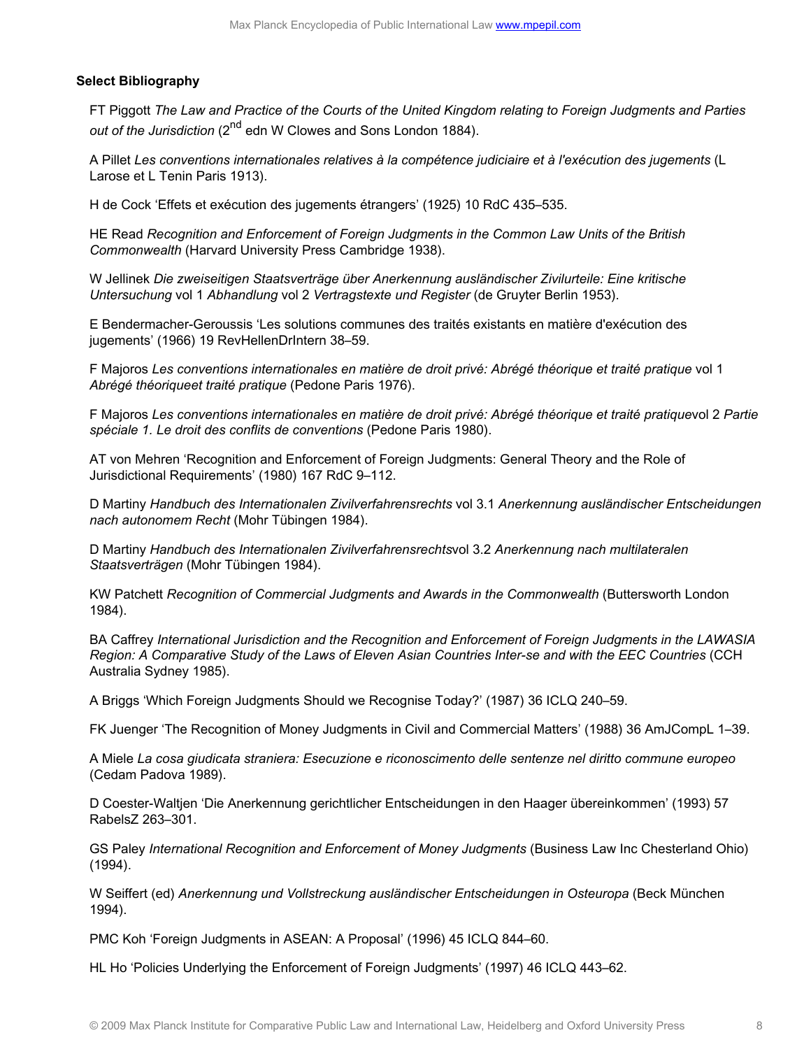**Select Bibliography**

FT Piggott *The Law and Practice of the Courts of the United Kingdom relating to Foreign Judgments and Parties out of the Jurisdiction* (2nd edn W Clowes and Sons London 1884).

A Pillet *Les conventions internationales relatives à la compétence judiciaire et à l'exécution des jugements* (L Larose et L Tenin Paris 1913).

H de Cock 'Effets et exécution des jugements étrangers' (1925) 10 RdC 435–535.

HE Read *Recognition and Enforcement of Foreign Judgments in the Common Law Units of the British Commonwealth* (Harvard University Press Cambridge 1938).

W Jellinek *Die zweiseitigen Staatsverträge über Anerkennung ausländischer Zivilurteile: Eine kritische Untersuchung* vol 1 *Abhandlung* vol 2 *Vertragstexte und Register* (de Gruyter Berlin 1953).

E Bendermacher-Geroussis 'Les solutions communes des traités existants en matière d'exécution des jugements' (1966) 19 RevHellenDrIntern 38–59.

F Majoros *Les conventions internationales en matière de droit privé: Abrégé théorique et traité pratique* vol 1 *Abrégé théoriqueet traité pratique* (Pedone Paris 1976).

F Majoros *Les conventions internationales en matière de droit privé: Abrégé théorique et traité pratique*vol 2 *Partie spéciale 1. Le droit des conflits de conventions* (Pedone Paris 1980).

AT von Mehren 'Recognition and Enforcement of Foreign Judgments: General Theory and the Role of Jurisdictional Requirements' (1980) 167 RdC 9–112.

D Martiny *Handbuch des Internationalen Zivilverfahrensrechts* vol 3.1 *Anerkennung ausländischer Entscheidungen nach autonomem Recht* (Mohr Tübingen 1984).

D Martiny *Handbuch des Internationalen Zivilverfahrensrechts*vol 3.2 *Anerkennung nach multilateralen Staatsverträgen* (Mohr Tübingen 1984).

KW Patchett *Recognition of Commercial Judgments and Awards in the Commonwealth* (Buttersworth London 1984).

BA Caffrey *International Jurisdiction and the Recognition and Enforcement of Foreign Judgments in the LAWASIA Region: A Comparative Study of the Laws of Eleven Asian Countries Inter-se and with the EEC Countries* (CCH Australia Sydney 1985).

A Briggs 'Which Foreign Judgments Should we Recognise Today?' (1987) 36 ICLQ 240–59.

FK Juenger 'The Recognition of Money Judgments in Civil and Commercial Matters' (1988) 36 AmJCompL 1–39.

A Miele *La cosa giudicata straniera: Esecuzione e riconoscimento delle sentenze nel diritto commune europeo* (Cedam Padova 1989).

D Coester-Waltjen 'Die Anerkennung gerichtlicher Entscheidungen in den Haager übereinkommen' (1993) 57 RabelsZ 263–301.

GS Paley *International Recognition and Enforcement of Money Judgments* (Business Law Inc Chesterland Ohio) (1994).

W Seiffert (ed) *Anerkennung und Vollstreckung ausländischer Entscheidungen in Osteuropa* (Beck München 1994).

PMC Koh 'Foreign Judgments in ASEAN: A Proposal' (1996) 45 ICLQ 844–60.

HL Ho 'Policies Underlying the Enforcement of Foreign Judgments' (1997) 46 ICLQ 443–62.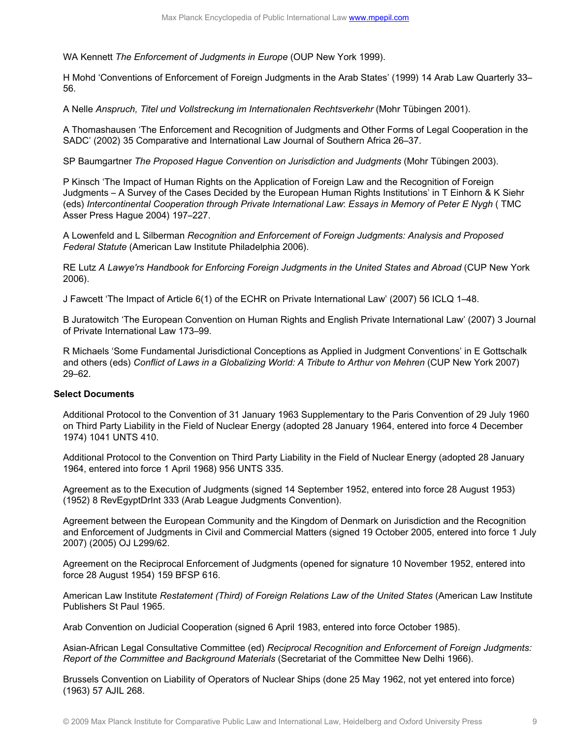WA Kennett *The Enforcement of Judgments in Europe* (OUP New York 1999).

H Mohd 'Conventions of Enforcement of Foreign Judgments in the Arab States' (1999) 14 Arab Law Quarterly 33–56.

A Nelle *Anspruch, Titel und Vollstreckung im Internationalen Rechtsverkehr* (Mohr Tübingen 2001).

A Thomashausen 'The Enforcement and Recognition of Judgments and Other Forms of Legal Cooperation in the SADC' (2002) 35 Comparative and International Law Journal of Southern Africa 26–37.

SP Baumgartner *The Proposed Hague Convention on Jurisdiction and Judgments* (Mohr Tübingen 2003).

P Kinsch 'The Impact of Human Rights on the Application of Foreign Law and the Recognition of Foreign Judgments – A Survey of the Cases Decided by the European Human Rights Institutions' in T Einhorn & K Siehr (eds) *Intercontinental Cooperation through Private International Law*: *Essays in Memory of Peter E Nygh* ( TMC Asser Press Hague 2004) 197–227.

A Lowenfeld and L Silberman *Recognition and Enforcement of Foreign Judgments: Analysis and Proposed Federal Statute* (American Law Institute Philadelphia 2006).

RE Lutz *A Lawye'rs Handbook for Enforcing Foreign Judgments in the United States and Abroad* (CUP New York 2006).

J Fawcett 'The Impact of Article 6(1) of the ECHR on Private International Law' (2007) 56 ICLQ 1–48.

B Juratowitch 'The European Convention on Human Rights and English Private International Law' (2007) 3 Journal of Private International Law 173–99.

R Michaels 'Some Fundamental Jurisdictional Conceptions as Applied in Judgment Conventions' in E Gottschalk and others (eds) *Conflict of Laws in a Globalizing World: A Tribute to Arthur von Mehren* (CUP New York 2007) 29–62.

**Select Documents**

Additional Protocol to the Convention of 31 January 1963 Supplementary to the Paris Convention of 29 July 1960 on Third Party Liability in the Field of Nuclear Energy (adopted 28 January 1964, entered into force 4 December 1974) 1041 UNTS 410.

Additional Protocol to the Convention on Third Party Liability in the Field of Nuclear Energy (adopted 28 January 1964, entered into force 1 April 1968) 956 UNTS 335.

Agreement as to the Execution of Judgments (signed 14 September 1952, entered into force 28 August 1953) (1952) 8 RevEgyptDrInt 333 (Arab League Judgments Convention).

Agreement between the European Community and the Kingdom of Denmark on Jurisdiction and the Recognition and Enforcement of Judgments in Civil and Commercial Matters (signed 19 October 2005, entered into force 1 July 2007) (2005) OJ L299/62.

Agreement on the Reciprocal Enforcement of Judgments (opened for signature 10 November 1952, entered into force 28 August 1954) 159 BFSP 616.

American Law Institute *Restatement (Third) of Foreign Relations Law of the United States* (American Law Institute Publishers St Paul 1965.

Arab Convention on Judicial Cooperation (signed 6 April 1983, entered into force October 1985).

Asian-African Legal Consultative Committee (ed) *Reciprocal Recognition and Enforcement of Foreign Judgments: Report of the Committee and Background Materials* (Secretariat of the Committee New Delhi 1966).

Brussels Convention on Liability of Operators of Nuclear Ships (done 25 May 1962, not yet entered into force) (1963) 57 AJIL 268.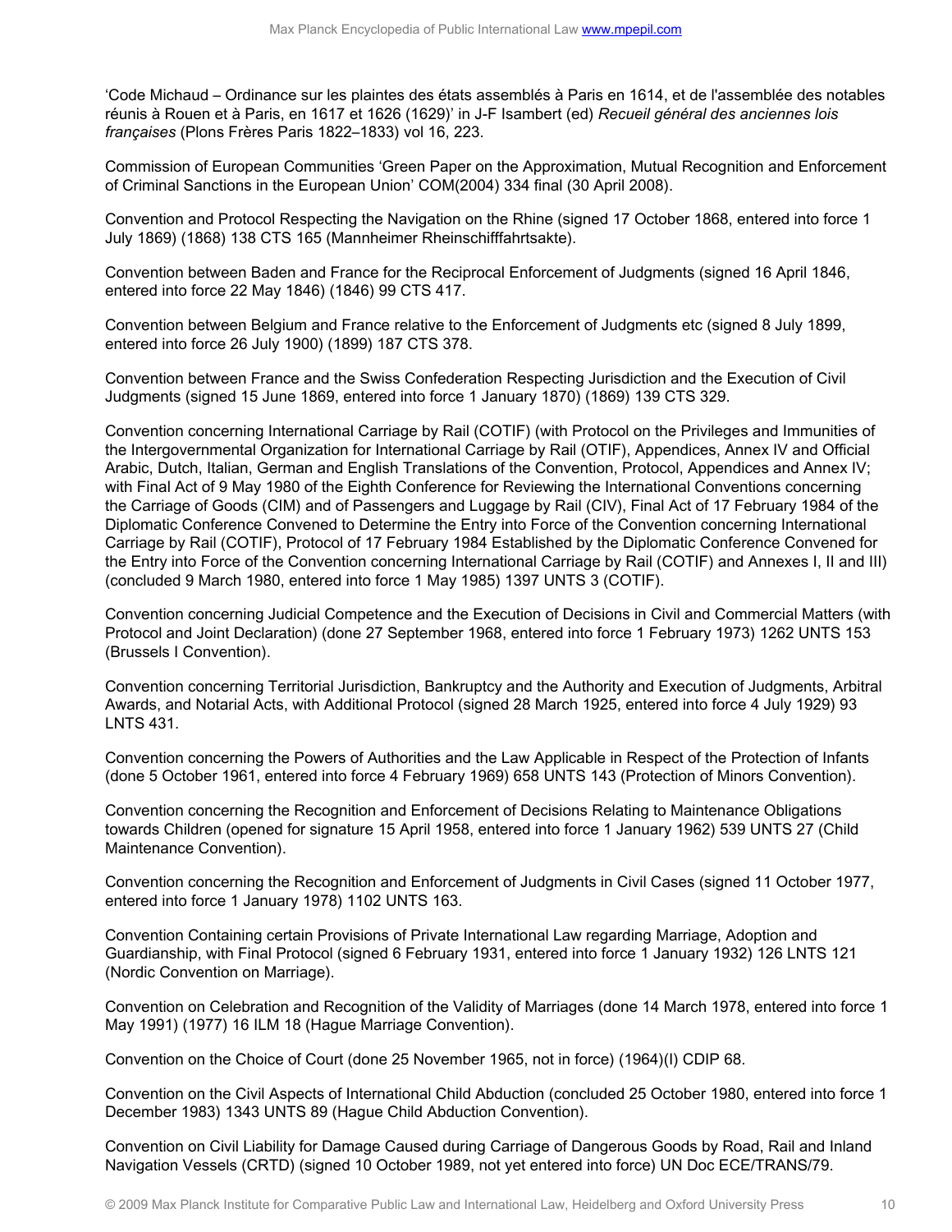'Code Michaud – Ordinance sur les plaintes des états assemblés à Paris en 1614, et de l'assemblée des notables réunis à Rouen et à Paris, en 1617 et 1626 (1629)' in J-F Isambert (ed) *Recueil général des anciennes lois françaises* (Plons Frères Paris 1822–1833) vol 16, 223.

Commission of European Communities 'Green Paper on the Approximation, Mutual Recognition and Enforcement of Criminal Sanctions in the European Union' COM(2004) 334 final (30 April 2008).

Convention and Protocol Respecting the Navigation on the Rhine (signed 17 October 1868, entered into force 1 July 1869) (1868) 138 CTS 165 (Mannheimer Rheinschifffahrtsakte).

Convention between Baden and France for the Reciprocal Enforcement of Judgments (signed 16 April 1846, entered into force 22 May 1846) (1846) 99 CTS 417.

Convention between Belgium and France relative to the Enforcement of Judgments etc (signed 8 July 1899, entered into force 26 July 1900) (1899) 187 CTS 378.

Convention between France and the Swiss Confederation Respecting Jurisdiction and the Execution of Civil Judgments (signed 15 June 1869, entered into force 1 January 1870) (1869) 139 CTS 329.

Convention concerning International Carriage by Rail (COTIF) (with Protocol on the Privileges and Immunities of the Intergovernmental Organization for International Carriage by Rail (OTIF), Appendices, Annex IV and Official Arabic, Dutch, Italian, German and English Translations of the Convention, Protocol, Appendices and Annex IV; with Final Act of 9 May 1980 of the Eighth Conference for Reviewing the International Conventions concerning the Carriage of Goods (CIM) and of Passengers and Luggage by Rail (CIV), Final Act of 17 February 1984 of the Diplomatic Conference Convened to Determine the Entry into Force of the Convention concerning International Carriage by Rail (COTIF), Protocol of 17 February 1984 Established by the Diplomatic Conference Convened for the Entry into Force of the Convention concerning International Carriage by Rail (COTIF) and Annexes I, II and III) (concluded 9 March 1980, entered into force 1 May 1985) 1397 UNTS 3 (COTIF).

Convention concerning Judicial Competence and the Execution of Decisions in Civil and Commercial Matters (with Protocol and Joint Declaration) (done 27 September 1968, entered into force 1 February 1973) 1262 UNTS 153 (Brussels I Convention).

Convention concerning Territorial Jurisdiction, Bankruptcy and the Authority and Execution of Judgments, Arbitral Awards, and Notarial Acts, with Additional Protocol (signed 28 March 1925, entered into force 4 July 1929) 93 LNTS 431.

Convention concerning the Powers of Authorities and the Law Applicable in Respect of the Protection of Infants (done 5 October 1961, entered into force 4 February 1969) 658 UNTS 143 (Protection of Minors Convention).

Convention concerning the Recognition and Enforcement of Decisions Relating to Maintenance Obligations towards Children (opened for signature 15 April 1958, entered into force 1 January 1962) 539 UNTS 27 (Child Maintenance Convention).

Convention concerning the Recognition and Enforcement of Judgments in Civil Cases (signed 11 October 1977, entered into force 1 January 1978) 1102 UNTS 163.

Convention Containing certain Provisions of Private International Law regarding Marriage, Adoption and Guardianship, with Final Protocol (signed 6 February 1931, entered into force 1 January 1932) 126 LNTS 121 (Nordic Convention on Marriage).

Convention on Celebration and Recognition of the Validity of Marriages (done 14 March 1978, entered into force 1 May 1991) (1977) 16 ILM 18 (Hague Marriage Convention).

Convention on the Choice of Court (done 25 November 1965, not in force) (1964)(I) CDIP 68.

Convention on the Civil Aspects of International Child Abduction (concluded 25 October 1980, entered into force 1 December 1983) 1343 UNTS 89 (Hague Child Abduction Convention).

Convention on Civil Liability for Damage Caused during Carriage of Dangerous Goods by Road, Rail and Inland Navigation Vessels (CRTD) (signed 10 October 1989, not yet entered into force) UN Doc ECE/TRANS/79.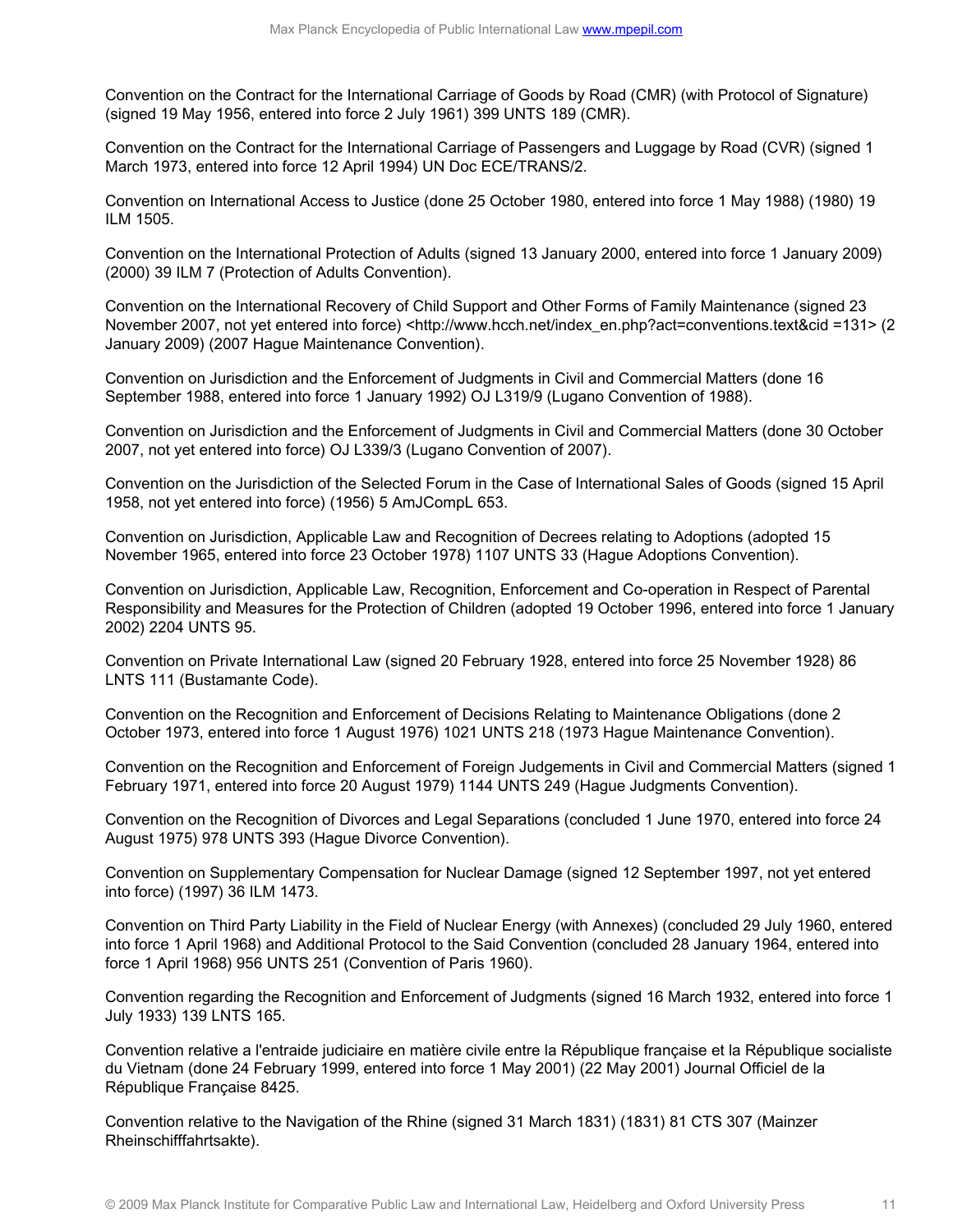Convention on the Contract for the International Carriage of Goods by Road (CMR) (with Protocol of Signature) (signed 19 May 1956, entered into force 2 July 1961) 399 UNTS 189 (CMR).

Convention on the Contract for the International Carriage of Passengers and Luggage by Road (CVR) (signed 1 March 1973, entered into force 12 April 1994) UN Doc ECE/TRANS/2.

Convention on International Access to Justice (done 25 October 1980, entered into force 1 May 1988) (1980) 19 ILM 1505.

Convention on the International Protection of Adults (signed 13 January 2000, entered into force 1 January 2009) (2000) 39 ILM 7 (Protection of Adults Convention).

Convention on the International Recovery of Child Support and Other Forms of Family Maintenance (signed 23 November 2007, not yet entered into force) <http://www.hcch.net/index_en.php?act=conventions.text&cid =131> (2 January 2009) (2007 Hague Maintenance Convention).

Convention on Jurisdiction and the Enforcement of Judgments in Civil and Commercial Matters (done 16 September 1988, entered into force 1 January 1992) OJ L319/9 (Lugano Convention of 1988).

Convention on Jurisdiction and the Enforcement of Judgments in Civil and Commercial Matters (done 30 October 2007, not yet entered into force) OJ L339/3 (Lugano Convention of 2007).

Convention on the Jurisdiction of the Selected Forum in the Case of International Sales of Goods (signed 15 April 1958, not yet entered into force) (1956) 5 AmJCompL 653.

Convention on Jurisdiction, Applicable Law and Recognition of Decrees relating to Adoptions (adopted 15 November 1965, entered into force 23 October 1978) 1107 UNTS 33 (Hague Adoptions Convention).

Convention on Jurisdiction, Applicable Law, Recognition, Enforcement and Co-operation in Respect of Parental Responsibility and Measures for the Protection of Children (adopted 19 October 1996, entered into force 1 January 2002) 2204 UNTS 95.

Convention on Private International Law (signed 20 February 1928, entered into force 25 November 1928) 86 LNTS 111 (Bustamante Code).

Convention on the Recognition and Enforcement of Decisions Relating to Maintenance Obligations (done 2 October 1973, entered into force 1 August 1976) 1021 UNTS 218 (1973 Hague Maintenance Convention).

Convention on the Recognition and Enforcement of Foreign Judgements in Civil and Commercial Matters (signed 1 February 1971, entered into force 20 August 1979) 1144 UNTS 249 (Hague Judgments Convention).

Convention on the Recognition of Divorces and Legal Separations (concluded 1 June 1970, entered into force 24 August 1975) 978 UNTS 393 (Hague Divorce Convention).

Convention on Supplementary Compensation for Nuclear Damage (signed 12 September 1997, not yet entered into force) (1997) 36 ILM 1473.

Convention on Third Party Liability in the Field of Nuclear Energy (with Annexes) (concluded 29 July 1960, entered into force 1 April 1968) and Additional Protocol to the Said Convention (concluded 28 January 1964, entered into force 1 April 1968) 956 UNTS 251 (Convention of Paris 1960).

Convention regarding the Recognition and Enforcement of Judgments (signed 16 March 1932, entered into force 1 July 1933) 139 LNTS 165.

Convention relative a l'entraide judiciaire en matière civile entre la République française et la République socialiste du Vietnam (done 24 February 1999, entered into force 1 May 2001) (22 May 2001) Journal Officiel de la République Française 8425.

Convention relative to the Navigation of the Rhine (signed 31 March 1831) (1831) 81 CTS 307 (Mainzer Rheinschifffahrtsakte).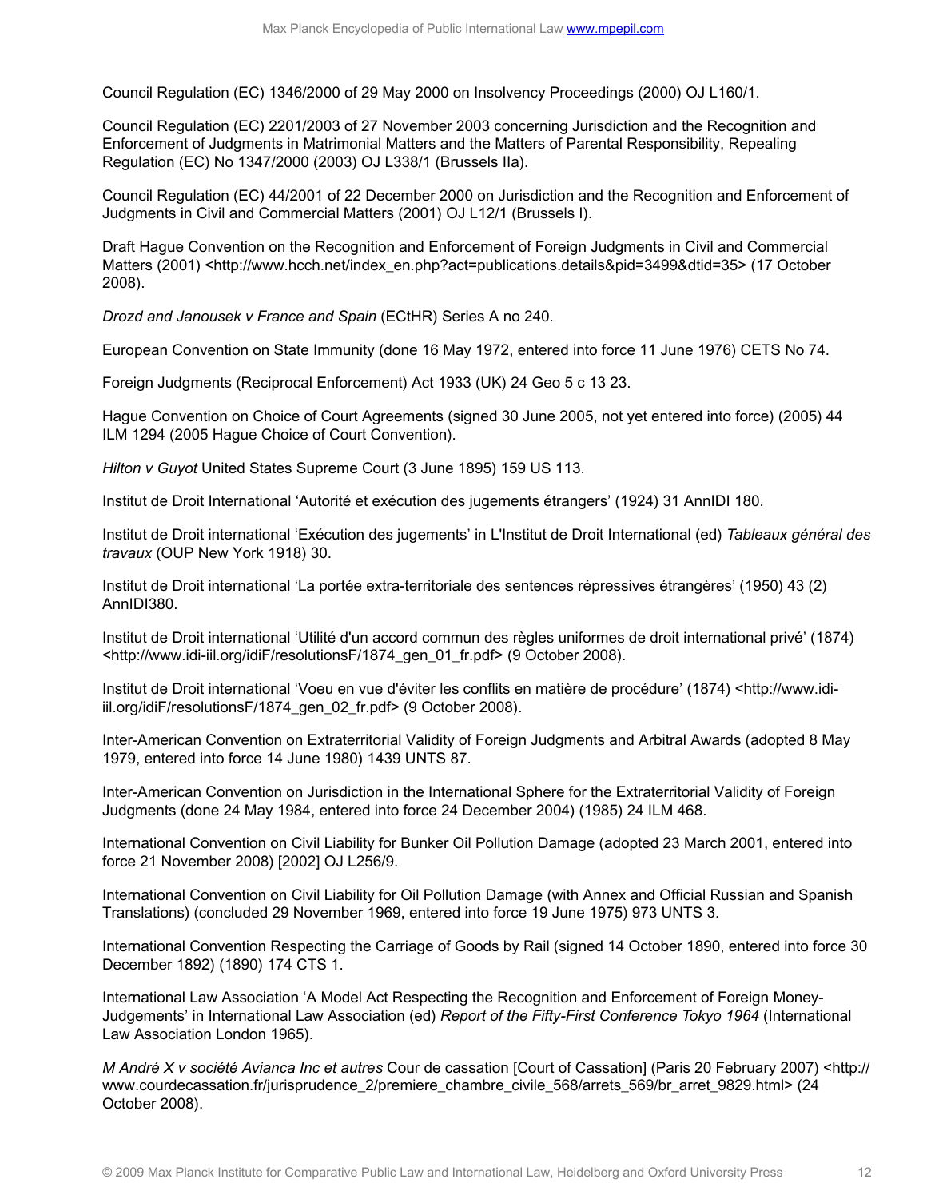Council Regulation (EC) 1346/2000 of 29 May 2000 on Insolvency Proceedings (2000) OJ L160/1.

Council Regulation (EC) 2201/2003 of 27 November 2003 concerning Jurisdiction and the Recognition and Enforcement of Judgments in Matrimonial Matters and the Matters of Parental Responsibility, Repealing Regulation (EC) No 1347/2000 (2003) OJ L338/1 (Brussels IIa).

Council Regulation (EC) 44/2001 of 22 December 2000 on Jurisdiction and the Recognition and Enforcement of Judgments in Civil and Commercial Matters (2001) OJ L12/1 (Brussels I).

Draft Hague Convention on the Recognition and Enforcement of Foreign Judgments in Civil and Commercial Matters (2001) <http://www.hcch.net/index_en.php?act=publications.details&pid=3499&dtid=35> (17 October 2008).

*Drozd and Janousek v France and Spain* (ECtHR) Series A no 240.

European Convention on State Immunity (done 16 May 1972, entered into force 11 June 1976) CETS No 74.

Foreign Judgments (Reciprocal Enforcement) Act 1933 (UK) 24 Geo 5 c 13 23.

Hague Convention on Choice of Court Agreements (signed 30 June 2005, not yet entered into force) (2005) 44 ILM 1294 (2005 Hague Choice of Court Convention).

*Hilton v Guyot* United States Supreme Court (3 June 1895) 159 US 113.

Institut de Droit International 'Autorité et exécution des jugements étrangers' (1924) 31 AnnIDI 180.

Institut de Droit international 'Exécution des jugements' in L'Institut de Droit International (ed) *Tableaux général des travaux* (OUP New York 1918) 30.

Institut de Droit international 'La portée extra-territoriale des sentences répressives étrangères' (1950) 43 (2) AnnIDI380.

Institut de Droit international 'Utilité d'un accord commun des règles uniformes de droit international privé' (1874) <http://www.idi-iil.org/idiF/resolutionsF/1874_gen_01_fr.pdf> (9 October 2008).

Institut de Droit international 'Voeu en vue d'éviter les conflits en matière de procédure' (1874) <http://www.idi-iil.org/idiF/resolutionsF/1874_gen_02_fr.pdf> (9 October 2008).

Inter-American Convention on Extraterritorial Validity of Foreign Judgments and Arbitral Awards (adopted 8 May 1979, entered into force 14 June 1980) 1439 UNTS 87.

Inter-American Convention on Jurisdiction in the International Sphere for the Extraterritorial Validity of Foreign Judgments (done 24 May 1984, entered into force 24 December 2004) (1985) 24 ILM 468.

International Convention on Civil Liability for Bunker Oil Pollution Damage (adopted 23 March 2001, entered into force 21 November 2008) [2002] OJ L256/9.

International Convention on Civil Liability for Oil Pollution Damage (with Annex and Official Russian and Spanish Translations) (concluded 29 November 1969, entered into force 19 June 1975) 973 UNTS 3.

International Convention Respecting the Carriage of Goods by Rail (signed 14 October 1890, entered into force 30 December 1892) (1890) 174 CTS 1.

International Law Association 'A Model Act Respecting the Recognition and Enforcement of Foreign Money-Judgements' in International Law Association (ed) *Report of the Fifty-First Conference Tokyo 1964* (International Law Association London 1965).

*M André X v société Avianca Inc et autres* Cour de cassation [Court of Cassation] (Paris 20 February 2007) <http://www.courdecassation.fr/jurisprudence_2/premiere_chambre_civile_568/arrets_569/br_arret_9829.html> (24 October 2008).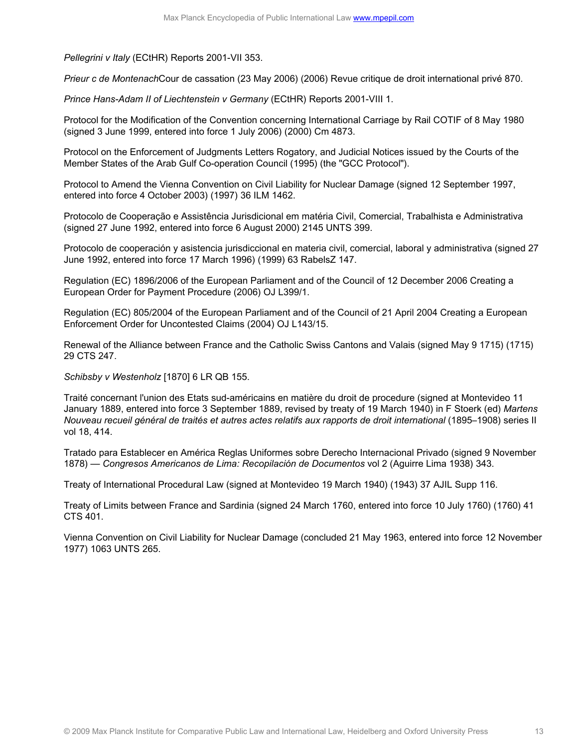*Pellegrini v Italy* (ECtHR) Reports 2001-VII 353.

*Prieur c de Montenach*Cour de cassation (23 May 2006) (2006) Revue critique de droit international privé 870.

*Prince Hans-Adam II of Liechtenstein v Germany* (ECtHR) Reports 2001-VIII 1.

Protocol for the Modification of the Convention concerning International Carriage by Rail COTIF of 8 May 1980 (signed 3 June 1999, entered into force 1 July 2006) (2000) Cm 4873.

Protocol on the Enforcement of Judgments Letters Rogatory, and Judicial Notices issued by the Courts of the Member States of the Arab Gulf Co-operation Council (1995) (the "GCC Protocol").

Protocol to Amend the Vienna Convention on Civil Liability for Nuclear Damage (signed 12 September 1997, entered into force 4 October 2003) (1997) 36 ILM 1462.

Protocolo de Cooperação e Assistência Jurisdicional em matéria Civil, Comercial, Trabalhista e Administrativa (signed 27 June 1992, entered into force 6 August 2000) 2145 UNTS 399.

Protocolo de cooperación y asistencia jurisdiccional en materia civil, comercial, laboral y administrativa (signed 27 June 1992, entered into force 17 March 1996) (1999) 63 RabelsZ 147.

Regulation (EC) 1896/2006 of the European Parliament and of the Council of 12 December 2006 Creating a European Order for Payment Procedure (2006) OJ L399/1.

Regulation (EC) 805/2004 of the European Parliament and of the Council of 21 April 2004 Creating a European Enforcement Order for Uncontested Claims (2004) OJ L143/15.

Renewal of the Alliance between France and the Catholic Swiss Cantons and Valais (signed May 9 1715) (1715) 29 CTS 247.

*Schibsby v Westenholz* [1870] 6 LR QB 155.

Traité concernant l'union des Etats sud-américains en matière du droit de procedure (signed at Montevideo 11 January 1889, entered into force 3 September 1889, revised by treaty of 19 March 1940) in F Stoerk (ed) *Martens Nouveau recueil général de traités et autres actes relatifs aux rapports de droit international* (1895–1908) series II vol 18, 414.

Tratado para Establecer en América Reglas Uniformes sobre Derecho Internacional Privado (signed 9 November 1878) — *Congresos Americanos de Lima: Recopilación de Documentos* vol 2 (Aguirre Lima 1938) 343.

Treaty of International Procedural Law (signed at Montevideo 19 March 1940) (1943) 37 AJIL Supp 116.

Treaty of Limits between France and Sardinia (signed 24 March 1760, entered into force 10 July 1760) (1760) 41 CTS 401.

Vienna Convention on Civil Liability for Nuclear Damage (concluded 21 May 1963, entered into force 12 November 1977) 1063 UNTS 265.